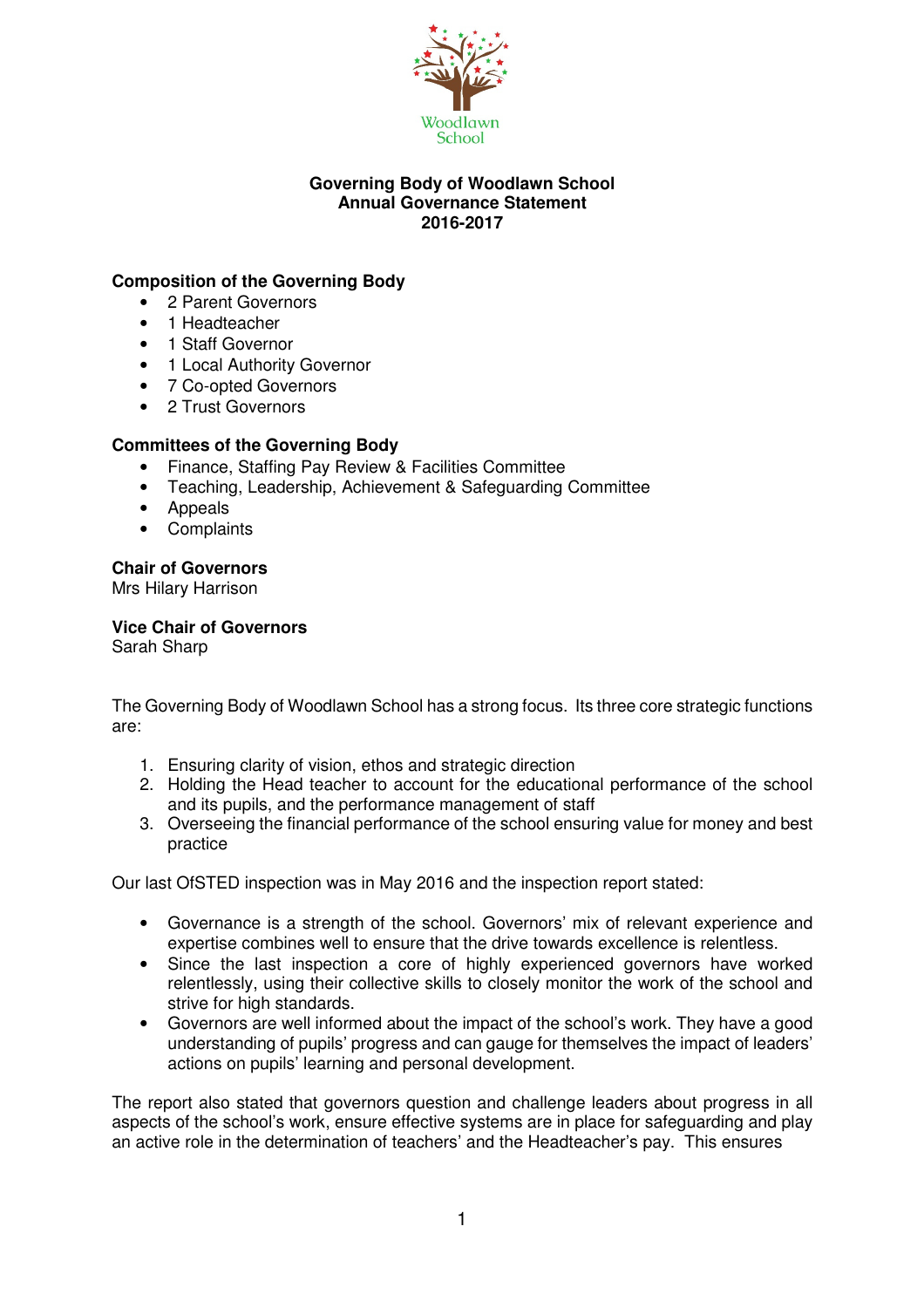Woodlawn School

# Governing Body of Woodlawn School
## Annual Governance Statement
## 2016-2017

**Composition of the Governing Body**

- 2 Parent Governors
- 1 Headteacher
- 1 Staff Governor
- 1 Local Authority Governor
- 7 Co-opted Governors
- 2 Trust Governors

**Committees of the Governing Body**

- Finance, Staffing Pay Review & Facilities Committee
- Teaching, Leadership, Achievement & Safeguarding Committee
- Appeals
- Complaints

**Chair of Governors**
Mrs Hilary Harrison

**Vice Chair of Governors**
Sarah Sharp

The Governing Body of Woodlawn School has a strong focus. Its three core strategic functions are:

1. Ensuring clarity of vision, ethos and strategic direction
2. Holding the Head teacher to account for the educational performance of the school and its pupils, and the performance management of staff
3. Overseeing the financial performance of the school ensuring value for money and best practice

Our last OfSTED inspection was in May 2016 and the inspection report stated:

- Governance is a strength of the school. Governors' mix of relevant experience and expertise combines well to ensure that the drive towards excellence is relentless.
- Since the last inspection a core of highly experienced governors have worked relentlessly, using their collective skills to closely monitor the work of the school and strive for high standards.
- Governors are well informed about the impact of the school's work. They have a good understanding of pupils' progress and can gauge for themselves the impact of leaders' actions on pupils' learning and personal development.

The report also stated that governors question and challenge leaders about progress in all aspects of the school's work, ensure effective systems are in place for safeguarding and play an active role in the determination of teachers' and the Headteacher's pay. This ensures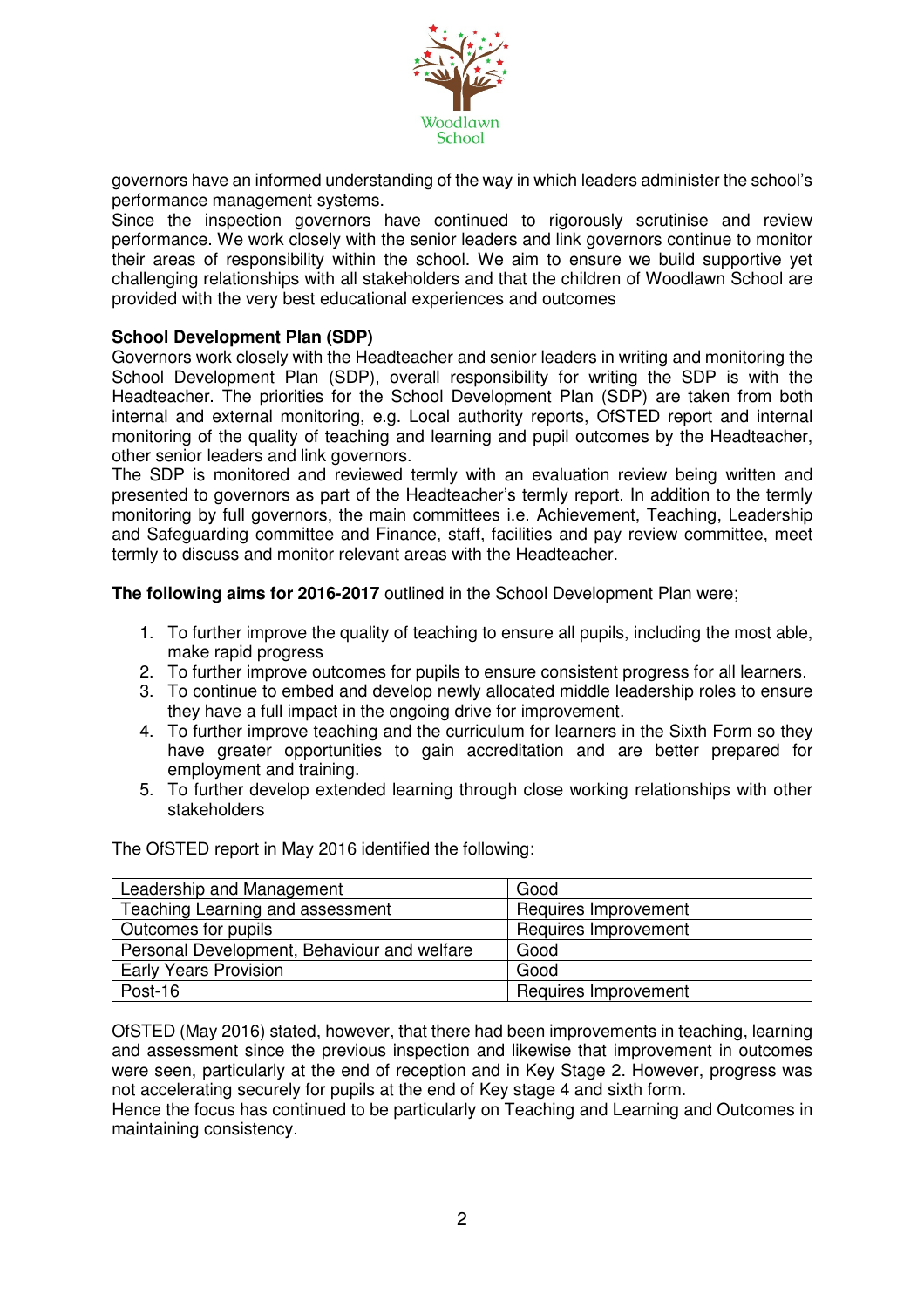governors have an informed understanding of the way in which leaders administer the school's performance management systems.

Since the inspection governors have continued to rigorously scrutinise and review performance. We work closely with the senior leaders and link governors continue to monitor their areas of responsibility within the school. We aim to ensure we build supportive yet challenging relationships with all stakeholders and that the children of Woodlawn School are provided with the very best educational experiences and outcomes

**School Development Plan (SDP)**

Governors work closely with the Headteacher and senior leaders in writing and monitoring the School Development Plan (SDP), overall responsibility for writing the SDP is with the Headteacher. The priorities for the School Development Plan (SDP) are taken from both internal and external monitoring, e.g. Local authority reports, OfSTED report and internal monitoring of the quality of teaching and learning and pupil outcomes by the Headteacher, other senior leaders and link governors.

The SDP is monitored and reviewed termly with an evaluation review being written and presented to governors as part of the Headteacher's termly report. In addition to the termly monitoring by full governors, the main committees i.e. Achievement, Teaching, Leadership and Safeguarding committee and Finance, staff, facilities and pay review committee, meet termly to discuss and monitor relevant areas with the Headteacher.

**The following aims for 2016-2017** outlined in the School Development Plan were;

1. To further improve the quality of teaching to ensure all pupils, including the most able, make rapid progress
2. To further improve outcomes for pupils to ensure consistent progress for all learners.
3. To continue to embed and develop newly allocated middle leadership roles to ensure they have a full impact in the ongoing drive for improvement.
4. To further improve teaching and the curriculum for learners in the Sixth Form so they have greater opportunities to gain accreditation and are better prepared for employment and training.
5. To further develop extended learning through close working relationships with other stakeholders

The OfSTED report in May 2016 identified the following:

| Leadership and Management | Good |
|---|---|
| Teaching Learning and assessment | Requires Improvement |
| Outcomes for pupils | Requires Improvement |
| Personal Development, Behaviour and welfare | Good |
| Early Years Provision | Good |
| Post-16 | Requires Improvement |

OfSTED (May 2016) stated, however, that there had been improvements in teaching, learning and assessment since the previous inspection and likewise that improvement in outcomes were seen, particularly at the end of reception and in Key Stage 2. However, progress was not accelerating securely for pupils at the end of Key stage 4 and sixth form.

Hence the focus has continued to be particularly on Teaching and Learning and Outcomes in maintaining consistency.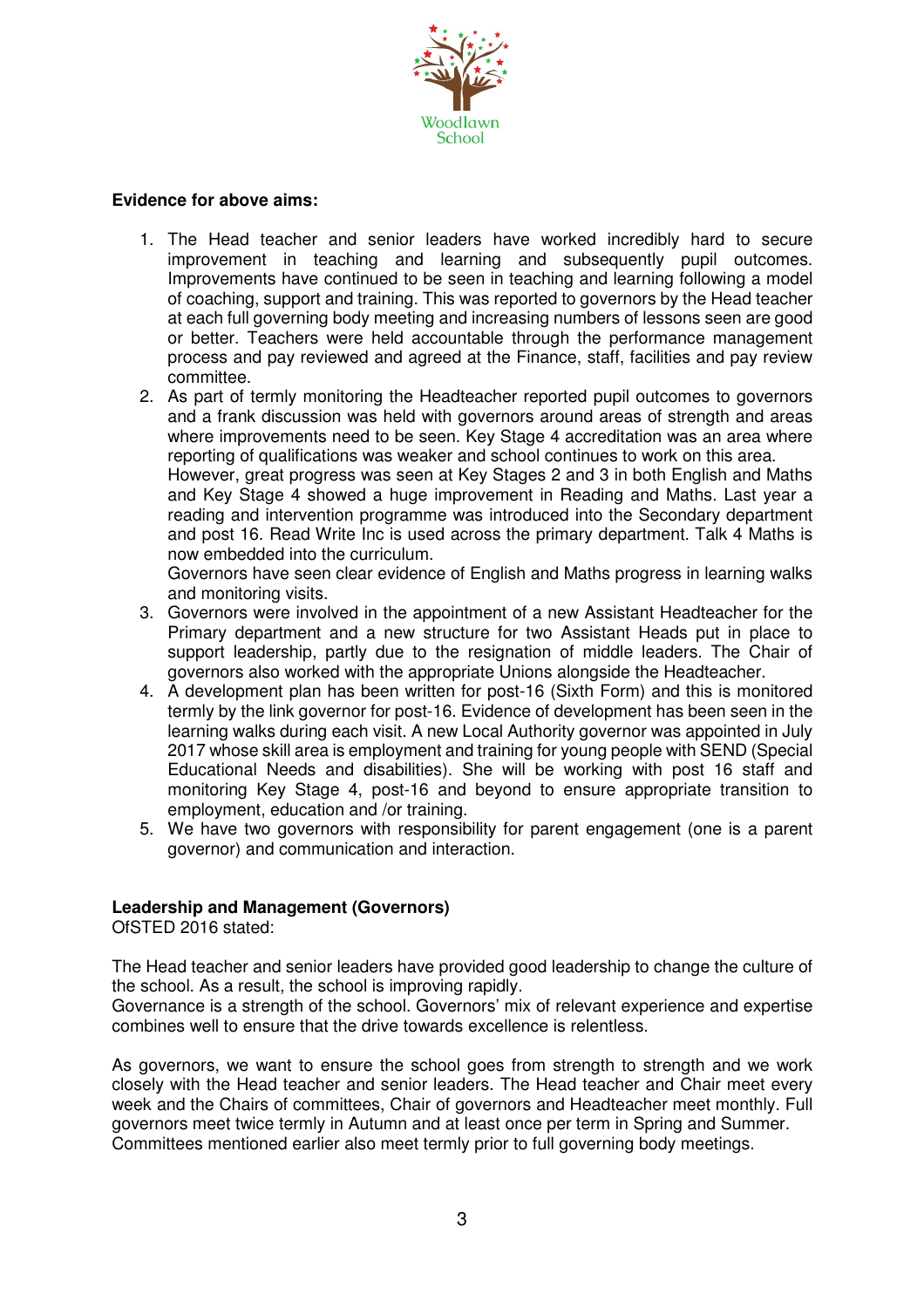**Evidence for above aims:**

1. The Head teacher and senior leaders have worked incredibly hard to secure improvement in teaching and learning and subsequently pupil outcomes. Improvements have continued to be seen in teaching and learning following a model of coaching, support and training. This was reported to governors by the Head teacher at each full governing body meeting and increasing numbers of lessons seen are good or better. Teachers were held accountable through the performance management process and pay reviewed and agreed at the Finance, staff, facilities and pay review committee.
2. As part of termly monitoring the Headteacher reported pupil outcomes to governors and a frank discussion was held with governors around areas of strength and areas where improvements need to be seen. Key Stage 4 accreditation was an area where reporting of qualifications was weaker and school continues to work on this area. However, great progress was seen at Key Stages 2 and 3 in both English and Maths and Key Stage 4 showed a huge improvement in Reading and Maths. Last year a reading and intervention programme was introduced into the Secondary department and post 16. Read Write Inc is used across the primary department. Talk 4 Maths is now embedded into the curriculum.
   Governors have seen clear evidence of English and Maths progress in learning walks and monitoring visits.
3. Governors were involved in the appointment of a new Assistant Headteacher for the Primary department and a new structure for two Assistant Heads put in place to support leadership, partly due to the resignation of middle leaders. The Chair of governors also worked with the appropriate Unions alongside the Headteacher.
4. A development plan has been written for post-16 (Sixth Form) and this is monitored termly by the link governor for post-16. Evidence of development has been seen in the learning walks during each visit. A new Local Authority governor was appointed in July 2017 whose skill area is employment and training for young people with SEND (Special Educational Needs and disabilities). She will be working with post 16 staff and monitoring Key Stage 4, post-16 and beyond to ensure appropriate transition to employment, education and /or training.
5. We have two governors with responsibility for parent engagement (one is a parent governor) and communication and interaction.

**Leadership and Management (Governors)**

OfSTED 2016 stated:

The Head teacher and senior leaders have provided good leadership to change the culture of the school. As a result, the school is improving rapidly.
Governance is a strength of the school. Governors' mix of relevant experience and expertise combines well to ensure that the drive towards excellence is relentless.

As governors, we want to ensure the school goes from strength to strength and we work closely with the Head teacher and senior leaders. The Head teacher and Chair meet every week and the Chairs of committees, Chair of governors and Headteacher meet monthly. Full governors meet twice termly in Autumn and at least once per term in Spring and Summer. Committees mentioned earlier also meet termly prior to full governing body meetings.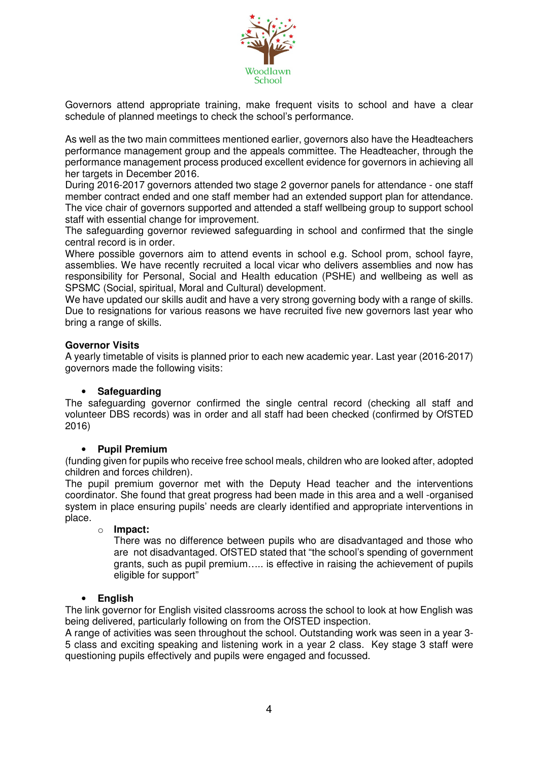Governors attend appropriate training, make frequent visits to school and have a clear schedule of planned meetings to check the school's performance.

As well as the two main committees mentioned earlier, governors also have the Headteachers performance management group and the appeals committee. The Headteacher, through the performance management process produced excellent evidence for governors in achieving all her targets in December 2016.
During 2016-2017 governors attended two stage 2 governor panels for attendance - one staff member contract ended and one staff member had an extended support plan for attendance. The vice chair of governors supported and attended a staff wellbeing group to support school staff with essential change for improvement.
The safeguarding governor reviewed safeguarding in school and confirmed that the single central record is in order.
Where possible governors aim to attend events in school e.g. School prom, school fayre, assemblies. We have recently recruited a local vicar who delivers assemblies and now has responsibility for Personal, Social and Health education (PSHE) and wellbeing as well as SPSMC (Social, spiritual, Moral and Cultural) development.
We have updated our skills audit and have a very strong governing body with a range of skills. Due to resignations for various reasons we have recruited five new governors last year who bring a range of skills.

**Governor Visits**
A yearly timetable of visits is planned prior to each new academic year. Last year (2016-2017) governors made the following visits:

- **Safeguarding**

The safeguarding governor confirmed the single central record (checking all staff and volunteer DBS records) was in order and all staff had been checked (confirmed by OfSTED 2016)

- **Pupil Premium**

(funding given for pupils who receive free school meals, children who are looked after, adopted children and forces children).
The pupil premium governor met with the Deputy Head teacher and the interventions coordinator. She found that great progress had been made in this area and a well -organised system in place ensuring pupils' needs are clearly identified and appropriate interventions in place.

  - **Impact:**
    There was no difference between pupils who are disadvantaged and those who are not disadvantaged. OfSTED stated that "the school's spending of government grants, such as pupil premium….. is effective in raising the achievement of pupils eligible for support"

- **English**

The link governor for English visited classrooms across the school to look at how English was being delivered, particularly following on from the OfSTED inspection.
A range of activities was seen throughout the school. Outstanding work was seen in a year 3-5 class and exciting speaking and listening work in a year 2 class. Key stage 3 staff were questioning pupils effectively and pupils were engaged and focussed.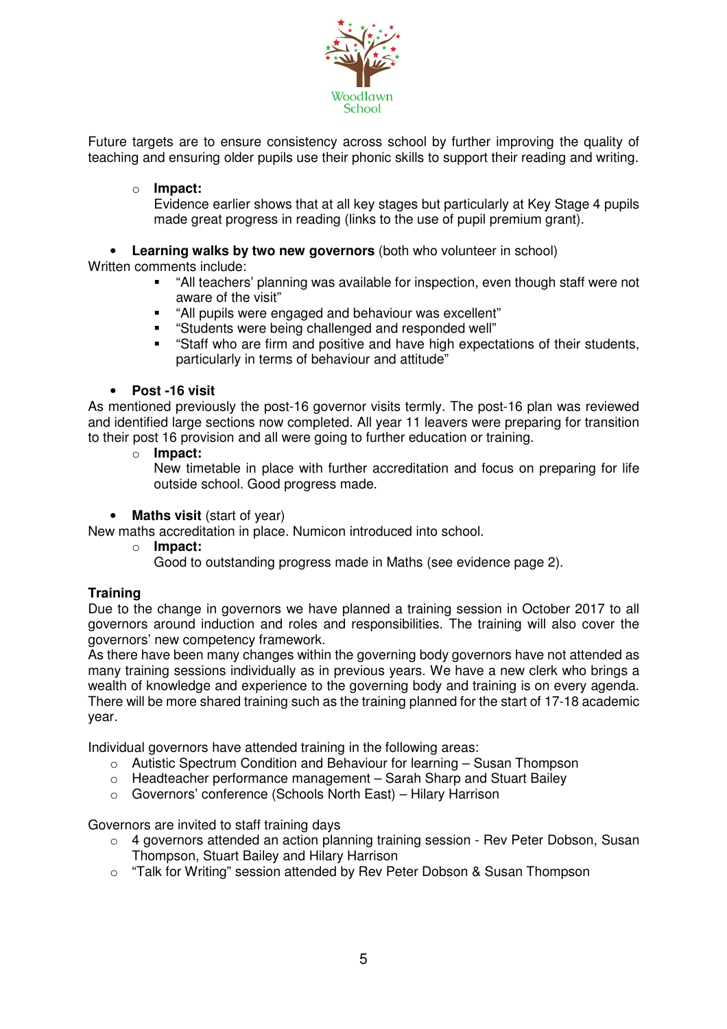Future targets are to ensure consistency across school by further improving the quality of teaching and ensuring older pupils use their phonic skills to support their reading and writing.

- **Impact:**
  Evidence earlier shows that at all key stages but particularly at Key Stage 4 pupils made great progress in reading (links to the use of pupil premium grant).

- **Learning walks by two new governors** (both who volunteer in school)

Written comments include:

- "All teachers' planning was available for inspection, even though staff were not aware of the visit"
- "All pupils were engaged and behaviour was excellent"
- "Students were being challenged and responded well"
- "Staff who are firm and positive and have high expectations of their students, particularly in terms of behaviour and attitude"

- **Post -16 visit**

As mentioned previously the post-16 governor visits termly. The post-16 plan was reviewed and identified large sections now completed. All year 11 leavers were preparing for transition to their post 16 provision and all were going to further education or training.

- **Impact:**
  New timetable in place with further accreditation and focus on preparing for life outside school. Good progress made.

- **Maths visit** (start of year)

New maths accreditation in place. Numicon introduced into school.

- **Impact:**
  Good to outstanding progress made in Maths (see evidence page 2).

**Training**

Due to the change in governors we have planned a training session in October 2017 to all governors around induction and roles and responsibilities. The training will also cover the governors' new competency framework.

As there have been many changes within the governing body governors have not attended as many training sessions individually as in previous years. We have a new clerk who brings a wealth of knowledge and experience to the governing body and training is on every agenda. There will be more shared training such as the training planned for the start of 17-18 academic year.

Individual governors have attended training in the following areas:

- Autistic Spectrum Condition and Behaviour for learning – Susan Thompson
- Headteacher performance management – Sarah Sharp and Stuart Bailey
- Governors' conference (Schools North East) – Hilary Harrison

Governors are invited to staff training days

- 4 governors attended an action planning training session - Rev Peter Dobson, Susan Thompson, Stuart Bailey and Hilary Harrison
- "Talk for Writing" session attended by Rev Peter Dobson & Susan Thompson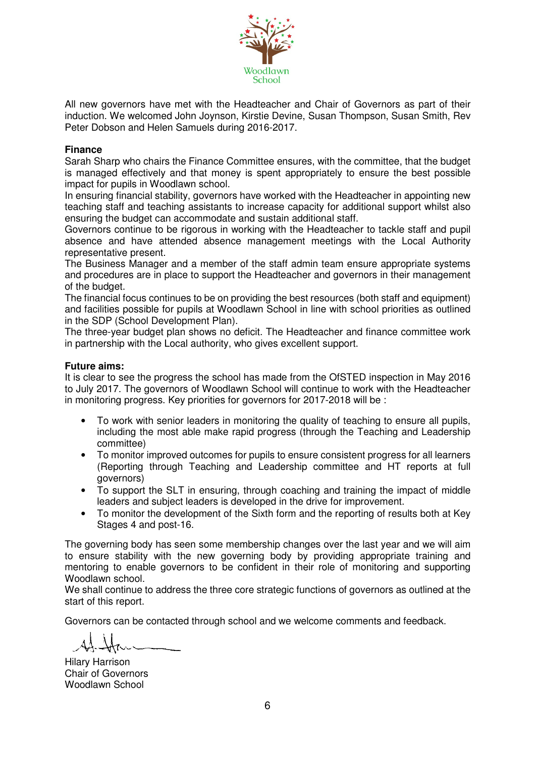All new governors have met with the Headteacher and Chair of Governors as part of their induction. We welcomed John Joynson, Kirstie Devine, Susan Thompson, Susan Smith, Rev Peter Dobson and Helen Samuels during 2016-2017.

**Finance**

Sarah Sharp who chairs the Finance Committee ensures, with the committee, that the budget is managed effectively and that money is spent appropriately to ensure the best possible impact for pupils in Woodlawn school.

In ensuring financial stability, governors have worked with the Headteacher in appointing new teaching staff and teaching assistants to increase capacity for additional support whilst also ensuring the budget can accommodate and sustain additional staff.

Governors continue to be rigorous in working with the Headteacher to tackle staff and pupil absence and have attended absence management meetings with the Local Authority representative present.

The Business Manager and a member of the staff admin team ensure appropriate systems and procedures are in place to support the Headteacher and governors in their management of the budget.

The financial focus continues to be on providing the best resources (both staff and equipment) and facilities possible for pupils at Woodlawn School in line with school priorities as outlined in the SDP (School Development Plan).

The three-year budget plan shows no deficit. The Headteacher and finance committee work in partnership with the Local authority, who gives excellent support.

**Future aims:**

It is clear to see the progress the school has made from the OfSTED inspection in May 2016 to July 2017. The governors of Woodlawn School will continue to work with the Headteacher in monitoring progress. Key priorities for governors for 2017-2018 will be :

- To work with senior leaders in monitoring the quality of teaching to ensure all pupils, including the most able make rapid progress (through the Teaching and Leadership committee)
- To monitor improved outcomes for pupils to ensure consistent progress for all learners (Reporting through Teaching and Leadership committee and HT reports at full governors)
- To support the SLT in ensuring, through coaching and training the impact of middle leaders and subject leaders is developed in the drive for improvement.
- To monitor the development of the Sixth form and the reporting of results both at Key Stages 4 and post-16.

The governing body has seen some membership changes over the last year and we will aim to ensure stability with the new governing body by providing appropriate training and mentoring to enable governors to be confident in their role of monitoring and supporting Woodlawn school.

We shall continue to address the three core strategic functions of governors as outlined at the start of this report.

Governors can be contacted through school and we welcome comments and feedback.

Hilary Harrison
Chair of Governors
Woodlawn School